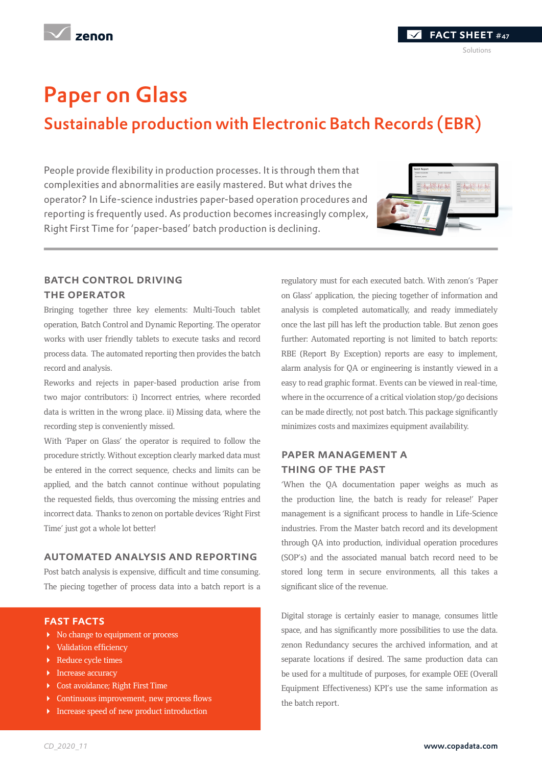# Paper on Glass

## Sustainable production with Electronic Batch Records (EBR)

People provide flexibility in production processes. It is through them that complexities and abnormalities are easily mastered. But what drives the operator? In Life-science industries paper-based operation procedures and reporting is frequently used. As production becomes increasingly complex, Right First Time for 'paper-based' batch production is declining.

### BATCH CONTROL DRIVING THE OPERATOR

Bringing together three key elements: Multi-Touch tablet operation, Batch Control and Dynamic Reporting. The operator works with user friendly tablets to execute tasks and record process data. The automated reporting then provides the batch record and analysis.

Reworks and rejects in paper-based production arise from two major contributors: i) Incorrect entries, where recorded data is written in the wrong place. ii) Missing data, where the recording step is conveniently missed.

With 'Paper on Glass' the operator is required to follow the procedure strictly. Without exception clearly marked data must be entered in the correct sequence, checks and limits can be applied, and the batch cannot continue without populating the requested fields, thus overcoming the missing entries and incorrect data. Thanks to zenon on portable devices 'Right First Time' just got a whole lot better!

### AUTOMATED ANALYSIS AND REPORTING

Post batch analysis is expensive, difficult and time consuming. The piecing together of process data into a batch report is a regulatory must for each executed batch. With zenon's 'Paper on Glass' application, the piecing together of information and analysis is completed automatically, and ready immediately once the last pill has left the production table. But zenon goes further: Automated reporting is not limited to batch reports: RBE (Report By Exception) reports are easy to implement, alarm analysis for QA or engineering is instantly viewed in a easy to read graphic format. Events can be viewed in real-time, where in the occurrence of a critical violation stop/go decisions can be made directly, not post batch. This package significantly minimizes costs and maximizes equipment availability.

### PAPER MANAGEMENT A THING OF THE PAST

'When the QA documentation paper weighs as much as the production line, the batch is ready for release!' Paper management is a significant process to handle in Life-Science industries. From the Master batch record and its development through QA into production, individual operation procedures (SOP's) and the associated manual batch record need to be stored long term in secure environments, all this takes a significant slice of the revenue.

Digital storage is certainly easier to manage, consumes little space, and has significantly more possibilities to use the data. zenon Redundancy secures the archived information, and at separate locations if desired. The same production data can be used for a multitude of purposes, for example OEE (Overall Equipment Effectiveness) KPI's use the same information as the batch report.

### FAST FACTS

- No change to equipment or process
- Validation efficiency
- Reduce cycle times
- Increase accuracy
- Cost avoidance; Right First Time
- Continuous improvement, new process flows
- Increase speed of new product introduction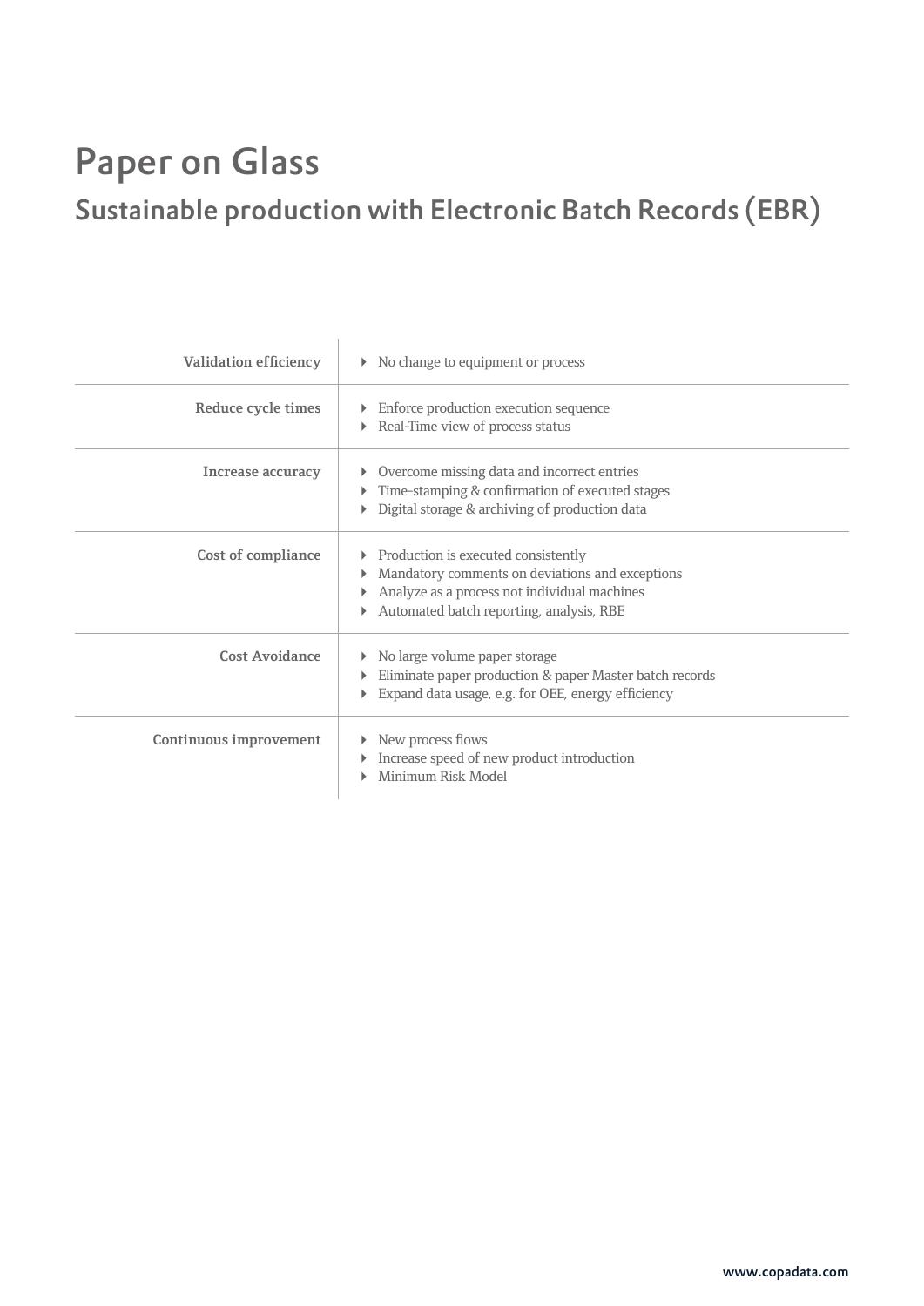# Paper on Glass

## Sustainable production with Electronic Batch Records (EBR)

| | |
|---|---|
| Validation efficiency | ‣ No change to equipment or process |
| Reduce cycle times | ‣ Enforce production execution sequence<br>‣ Real-Time view of process status |
| Increase accuracy | ‣ Overcome missing data and incorrect entries<br>‣ Time-stamping & confirmation of executed stages<br>‣ Digital storage & archiving of production data |
| Cost of compliance | ‣ Production is executed consistently<br>‣ Mandatory comments on deviations and exceptions<br>‣ Analyze as a process not individual machines<br>‣ Automated batch reporting, analysis, RBE |
| Cost Avoidance | ‣ No large volume paper storage<br>‣ Eliminate paper production & paper Master batch records<br>‣ Expand data usage, e.g. for OEE, energy efficiency |
| Continuous improvement | ‣ New process flows<br>‣ Increase speed of new product introduction<br>‣ Minimum Risk Model |

www.copadata.com